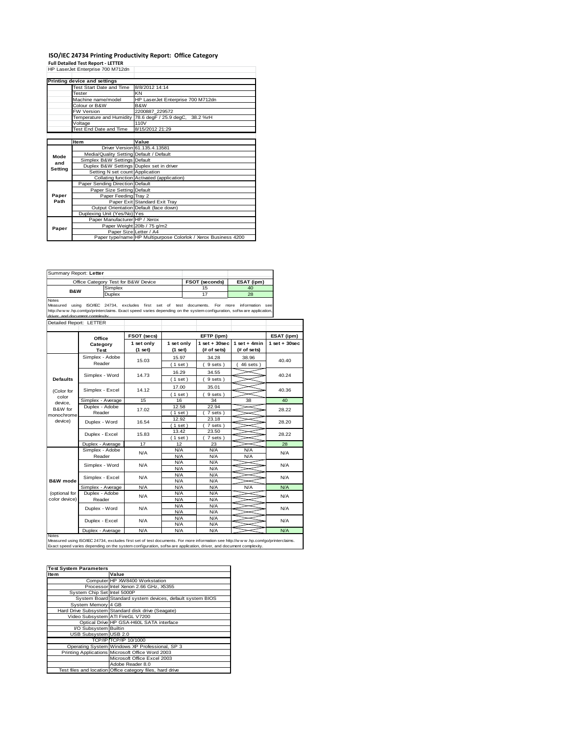# ISO/IEC 24734 Printing Productivity Report: Office Category

**Full Detailed Test Report - LETTER**

HP LaserJet Enterprise 700 M712dn

| Printing device and settings | |
|---|---|
| Test Start Date and Time | 8/8/2012 14:14 |
| Tester | KN |
| Machine name/model | HP LaserJet Enterprise 700 M712dn |
| Colour or B&W | B&W |
| FW Version | 2200887_229572 |
| Temperature and Humidity | 78.6 degF / 25.9 degC, 38.2 %rH |
| Voltage | 110V |
| Test End Date and Time | 8/15/2012 21:29 |

| | Item | Value |
|---|---|---|
| Mode and Setting | Driver Version | 61.135.4.13581 |
| | Media/Quality Setting | Default / Default |
| | Simplex B&W Settings | Default |
| | Duplex B&W Settings | Duplex set in driver |
| | Setting N set count | Application |
| | Collating function | Activated (application) |
| Paper Path | Paper Sending Direction | Default |
| | Paper Size Setting | Default |
| | Paper Feeding | Tray 2 |
| | Paper Exit | Standard Exit Tray |
| | Output Orientation | Default (face down) |
| | Duplexing Unit (Yes/No) | Yes |
| Paper | Paper Manufacturer | HP / Xerox |
| | Paper Weight | 20lb / 75 g/m2 |
| | Paper Size | Letter / A4 |
| | Paper type/name | HP Multipurpose Colorlok / Xerox Business 4200 |

Summary Report: **Letter**

| Office Category Test for B&W Device | | FSOT (seconds) | ESAT (ipm) |
|---|---|---|---|
| B&W | Simplex | 15 | 40 |
| | Duplex | 17 | 28 |

Notes
Measured using ISO/IEC 24734, excludes first set of test documents. For more information see http://www.hp.com/go/printerclaims. Exact speed varies depending on the system configuration, software application, driver, and document complexity.

Detailed Report: LETTER

| | Office Category Test | FSOT (secs) 1 set only (1 set) | EFTP (ipm) 1 set only (1 set) | EFTP (ipm) 1 set + 30sec (# of sets) | EFTP (ipm) 1 set + 4min (# of sets) | ESAT (ipm) 1 set + 30sec |
|---|---|---|---|---|---|---|
| Defaults (Color for color device, B&W for monochrome device) | Simplex - Adobe Reader | 15.03 | 15.97 (1 set) | 34.28 (9 sets) | 38.96 (46 sets) | 40.40 |
| | Simplex - Word | 14.73 | 16.29 (1 set) | 34.55 (9 sets) | | 40.24 |
| | Simplex - Excel | 14.12 | 17.00 (1 set) | 35.01 (9 sets) | | 40.36 |
| | Simplex - Average | 15 | 16 | 34 | 38 | 40 |
| | Duplex - Adobe Reader | 17.02 | 12.58 (1 set) | 22.94 (7 sets) | | 28.22 |
| | Duplex - Word | 16.54 | 12.92 (1 set) | 23.18 (7 sets) | | 28.20 |
| | Duplex - Excel | 15.83 | 13.42 (1 set) | 23.50 (7 sets) | | 28.22 |
| | Duplex - Average | 17 | 12 | 23 | | 28 |
| B&W mode (optional for color device) | Simplex - Adobe Reader | N/A | N/A N/A | N/A N/A | N/A N/A | N/A |
| | Simplex - Word | N/A | N/A N/A | N/A N/A | | N/A |
| | Simplex - Excel | N/A | N/A N/A | N/A N/A | | N/A |
| | Simplex - Average | N/A | N/A | N/A | N/A | N/A |
| | Duplex - Adobe Reader | N/A | N/A N/A | N/A N/A | | N/A |
| | Duplex - Word | N/A | N/A N/A | N/A N/A | | N/A |
| | Duplex - Excel | N/A | N/A N/A | N/A N/A | | N/A |
| | Duplex - Average | N/A | N/A | N/A | | N/A |

Notes
Measured using ISO/IEC 24734, excludes first set of test documents. For more information see http://www.hp.com/go/printerclaims. Exact speed varies depending on the system configuration, software application, driver, and document complexity.

| Test System Parameters | |
|---|---|
| **Item** | **Value** |
| Computer | HP XW8400 Workstation |
| Processor | Intel Xenon 2.66 GHz, X5355 |
| System Chip Set | Intel 5000P |
| System Board | Standard system devices, default system BIOS |
| System Memory | 4 GB |
| Hard Drive Subsystem | Standard disk drive (Seagate) |
| Video Subsystem | ATI FireGL V7200 |
| Optical Drive | HP GSA-H60L SATA interface |
| I/O Subsystem | Builtin |
| USB Subsystem | USB 2.0 |
| TCP/IP | TCP/IP 10/1000 |
| Operating System | Windows XP Professional, SP 3 |
| Printing Applications | Microsoft Office Word 2003 |
| | Microsoft Office Excel 2003 |
| | Adobe Reader 8.0 |
| Test files and location | Office category files, hard drive |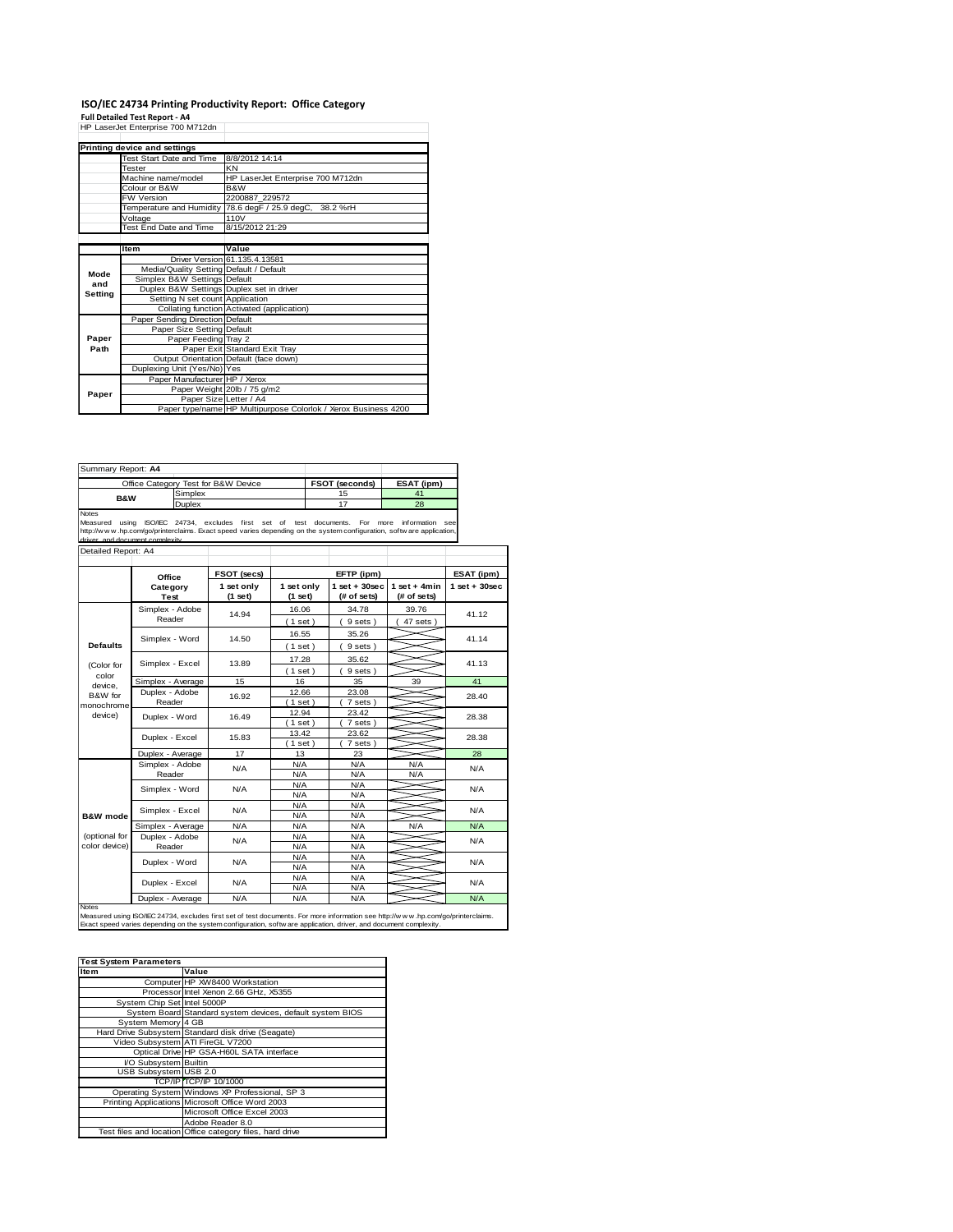# ISO/IEC 24734 Printing Productivity Report: Office Category

**Full Detailed Test Report - A4**

HP LaserJet Enterprise 700 M712dn

| Printing device and settings | |
|---|---|
| Test Start Date and Time | 8/8/2012 14:14 |
| Tester | KN |
| Machine name/model | HP LaserJet Enterprise 700 M712dn |
| Colour or B&W | B&W |
| FW Version | 2200887_229572 |
| Temperature and Humidity | 78.6 degF / 25.9 degC, 38.2 %rH |
| Voltage | 110V |
| Test End Date and Time | 8/15/2012 21:29 |

| | Item | Value |
|---|---|---|
| Mode and Setting | Driver Version | 61.135.4.13581 |
| | Media/Quality Setting | Default / Default |
| | Simplex B&W Settings | Default |
| | Duplex B&W Settings | Duplex set in driver |
| | Setting N set count | Application |
| | Collating function | Activated (application) |
| Paper Path | Paper Sending Direction | Default |
| | Paper Size Setting | Default |
| | Paper Feeding | Tray 2 |
| | Paper Exit | Standard Exit Tray |
| | Output Orientation | Default (face down) |
| | Duplexing Unit (Yes/No) | Yes |
| Paper | Paper Manufacturer | HP / Xerox |
| | Paper Weight | 20lb / 75 g/m2 |
| | Paper Size | Letter / A4 |
| | Paper type/name | HP Multipurpose Colorlok / Xerox Business 4200 |

Summary Report: **A4**

| Office Category Test for B&W Device | | FSOT (seconds) | ESAT (ipm) |
|---|---|---|---|
| B&W | Simplex | 15 | 41 |
| | Duplex | 17 | 28 |

Notes
Measured using ISO/IEC 24734, excludes first set of test documents. For more information see http://www.hp.com/go/printerclaims. Exact speed varies depending on the system configuration, software application, driver, and document complexity.

Detailed Report: A4

| | Office Category Test | FSOT (secs) 1 set only (1 set) | EFTP (ipm) 1 set only (1 set) | EFTP (ipm) 1 set + 30sec (# of sets) | EFTP (ipm) 1 set + 4min (# of sets) | ESAT (ipm) 1 set + 30sec |
|---|---|---|---|---|---|---|
| Defaults (Color for color device, B&W for monochrome device) | Simplex - Adobe Reader | 14.94 | 16.06 (1 set) | 34.78 (9 sets) | 39.76 (47 sets) | 41.12 |
| | Simplex - Word | 14.50 | 16.55 (1 set) | 35.26 (9 sets) | | 41.14 |
| | Simplex - Excel | 13.89 | 17.28 (1 set) | 35.62 (9 sets) | | 41.13 |
| | Simplex - Average | 15 | 16 | 35 | 39 | 41 |
| | Duplex - Adobe Reader | 16.92 | 12.66 (1 set) | 23.08 (7 sets) | | 28.40 |
| | Duplex - Word | 16.49 | 12.94 (1 set) | 23.42 (7 sets) | | 28.38 |
| | Duplex - Excel | 15.83 | 13.42 (1 set) | 23.62 (7 sets) | | 28.38 |
| | Duplex - Average | 17 | 13 | 23 | | 28 |
| B&W mode (optional for color device) | Simplex - Adobe Reader | N/A | N/A N/A | N/A N/A | N/A N/A | N/A |
| | Simplex - Word | N/A | N/A N/A | N/A N/A | | N/A |
| | Simplex - Excel | N/A | N/A N/A | N/A N/A | | N/A |
| | Simplex - Average | N/A | N/A | N/A | N/A | N/A |
| | Duplex - Adobe Reader | N/A | N/A N/A | N/A N/A | | N/A |
| | Duplex - Word | N/A | N/A N/A | N/A N/A | | N/A |
| | Duplex - Excel | N/A | N/A N/A | N/A N/A | | N/A |
| | Duplex - Average | N/A | N/A | N/A | | N/A |

Notes
Measured using ISO/IEC 24734, excludes first set of test documents. For more information see http://www.hp.com/go/printerclaims. Exact speed varies depending on the system configuration, software application, driver, and document complexity.

| Test System Parameters | |
|---|---|
| **Item** | **Value** |
| Computer | HP XW8400 Workstation |
| Processor | Intel Xenon 2.66 GHz, X5355 |
| System Chip Set | Intel 5000P |
| System Board | Standard system devices, default system BIOS |
| System Memory | 4 GB |
| Hard Drive Subsystem | Standard disk drive (Seagate) |
| Video Subsystem | ATI FireGL V7200 |
| Optical Drive | HP GSA-H60L SATA interface |
| I/O Subsystem | Builtin |
| USB Subsystem | USB 2.0 |
| TCP/IP | TCP/IP 10/1000 |
| Operating System | Windows XP Professional, SP 3 |
| Printing Applications | Microsoft Office Word 2003 |
| | Microsoft Office Excel 2003 |
| | Adobe Reader 8.0 |
| Test files and location | Office category files, hard drive |